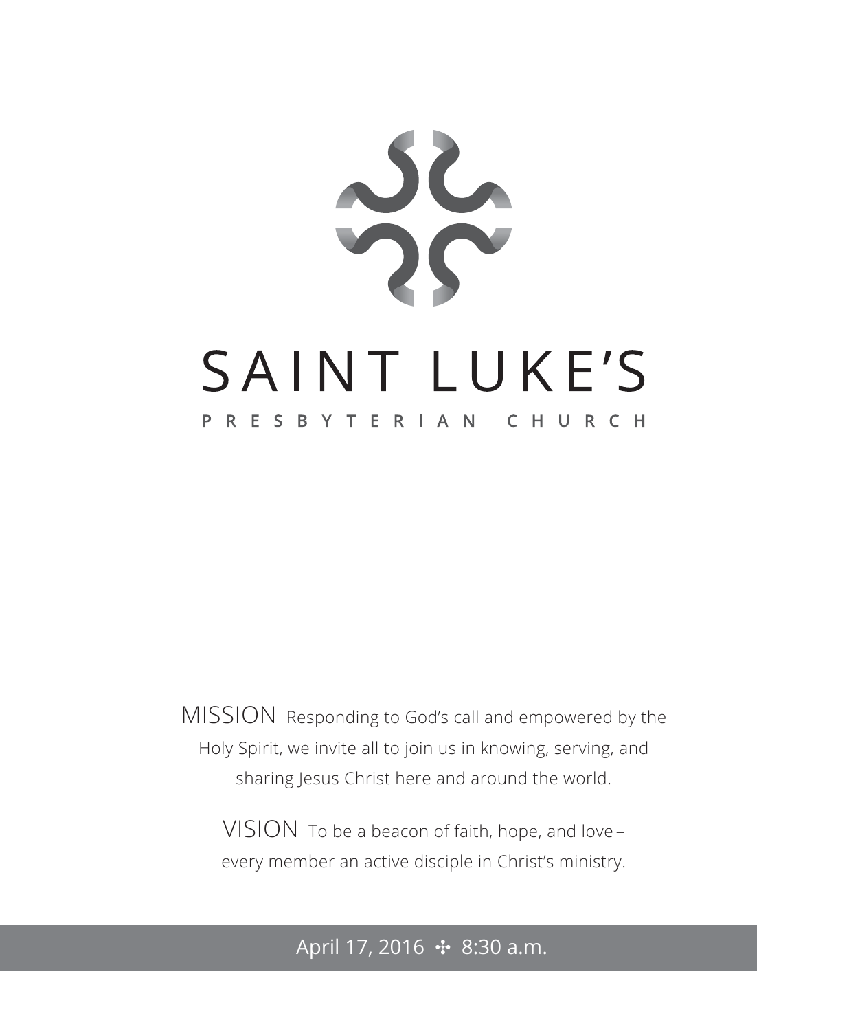# SAINT LUKE'S

## PRESBYTERIAN CHURCH

MISSION Responding to God's call and empowered by the Holy Spirit, we invite all to join us in knowing, serving, and sharing Jesus Christ here and around the world.

VISION To be a beacon of faith, hope, and love – every member an active disciple in Christ's ministry.

April 17, 2016 ✣ 8:30 a.m.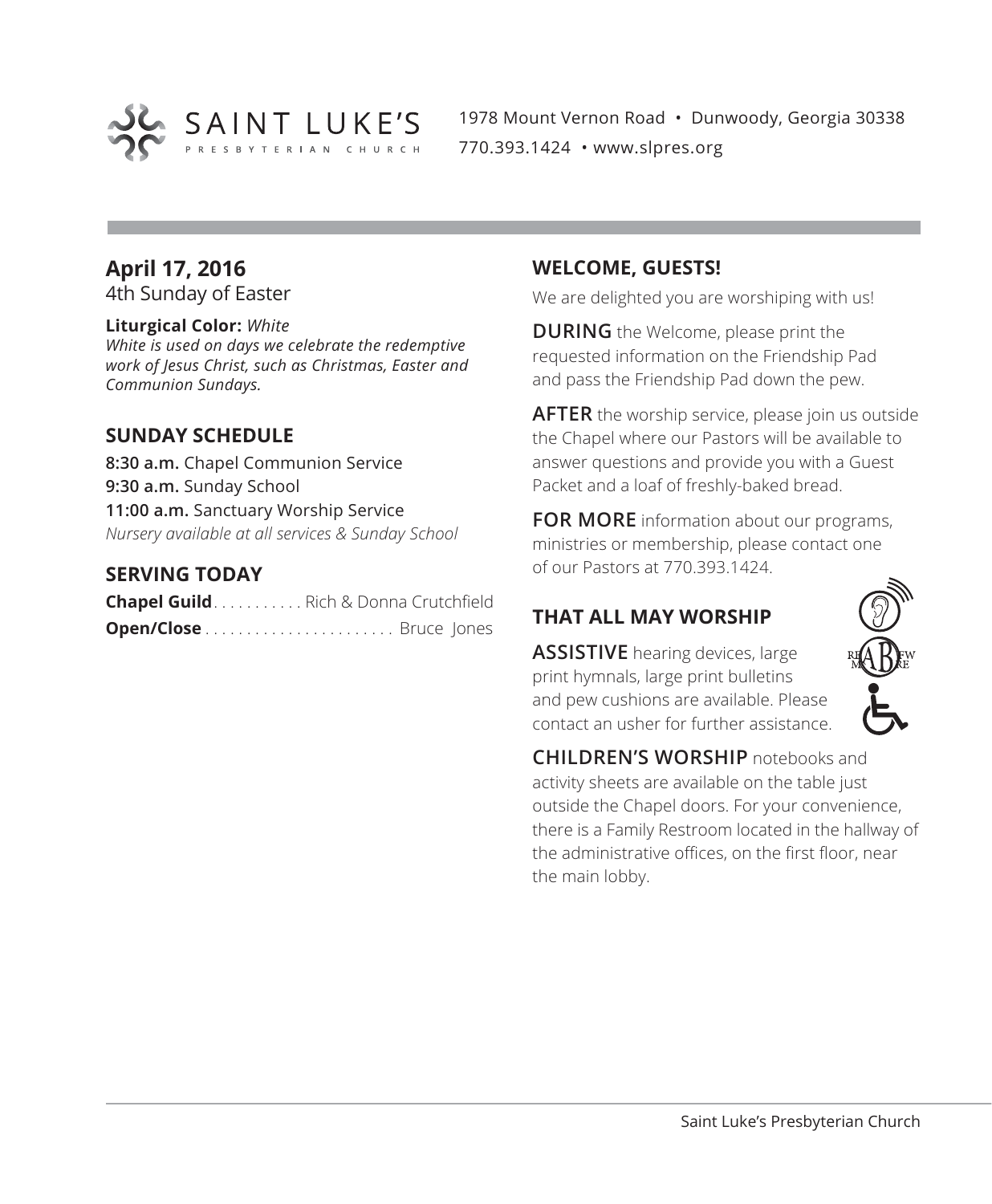SAINT LUKE'S
PRESBYTERIAN CHURCH

1978 Mount Vernon Road • Dunwoody, Georgia 30338
770.393.1424 • www.slpres.org

## April 17, 2016

4th Sunday of Easter

**Liturgical Color:** *White*
*White is used on days we celebrate the redemptive work of Jesus Christ, such as Christmas, Easter and Communion Sundays.*

## SUNDAY SCHEDULE

**8:30 a.m.** Chapel Communion Service
**9:30 a.m.** Sunday School
**11:00 a.m.** Sanctuary Worship Service
*Nursery available at all services & Sunday School*

## SERVING TODAY

**Chapel Guild** . . . . . . . . . . . Rich & Donna Crutchfield
**Open/Close** . . . . . . . . . . . . . . . . . . . . . . . Bruce Jones

## WELCOME, GUESTS!

We are delighted you are worshiping with us!

**DURING** the Welcome, please print the requested information on the Friendship Pad and pass the Friendship Pad down the pew.

**AFTER** the worship service, please join us outside the Chapel where our Pastors will be available to answer questions and provide you with a Guest Packet and a loaf of freshly-baked bread.

**FOR MORE** information about our programs, ministries or membership, please contact one of our Pastors at 770.393.1424.

## THAT ALL MAY WORSHIP

**ASSISTIVE** hearing devices, large print hymnals, large print bulletins and pew cushions are available. Please contact an usher for further assistance.

**CHILDREN'S WORSHIP** notebooks and activity sheets are available on the table just outside the Chapel doors. For your convenience, there is a Family Restroom located in the hallway of the administrative offices, on the first floor, near the main lobby.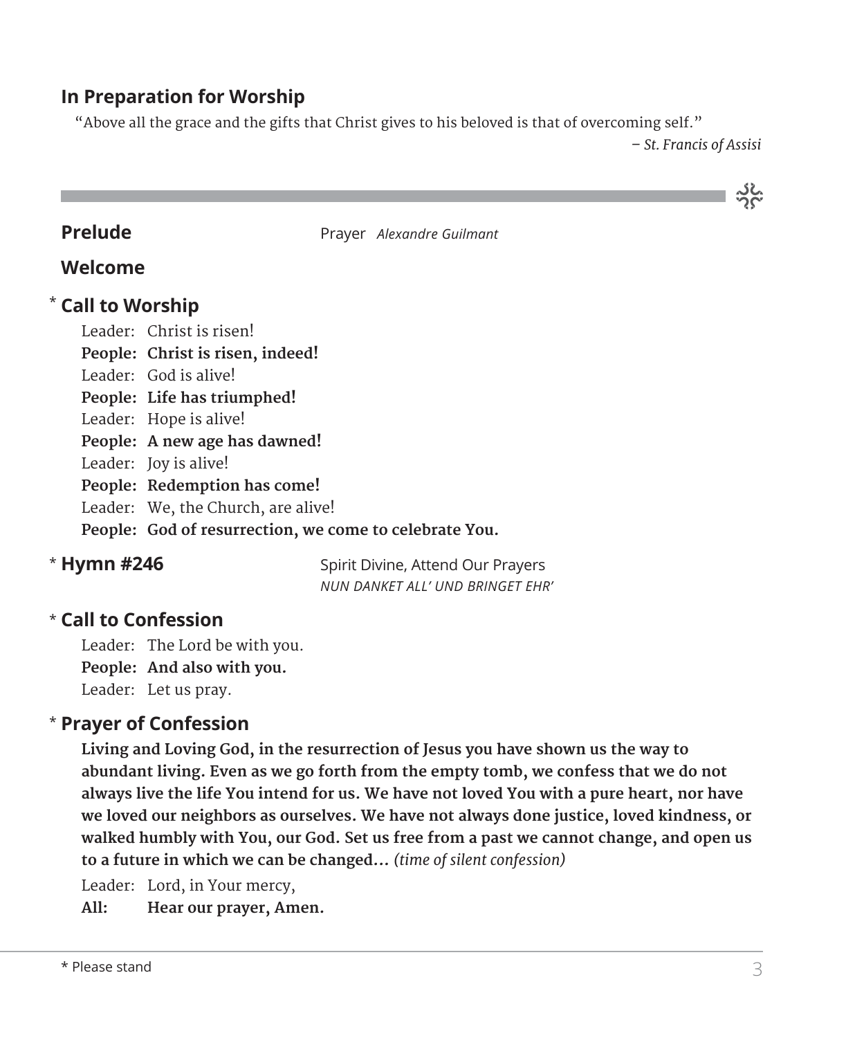## In Preparation for Worship

"Above all the grace and the gifts that Christ gives to his beloved is that of overcoming self."

*– St. Francis of Assisi*

---

**Prelude** Prayer *Alexandre Guilmant*

**Welcome**

*** Call to Worship**

Leader: Christ is risen!
**People: Christ is risen, indeed!**
Leader: God is alive!
**People: Life has triumphed!**
Leader: Hope is alive!
**People: A new age has dawned!**
Leader: Joy is alive!
**People: Redemption has come!**
Leader: We, the Church, are alive!
**People: God of resurrection, we come to celebrate You.**

*** Hymn #246** Spirit Divine, Attend Our Prayers
*NUN DANKET ALL' UND BRINGET EHR'*

*** Call to Confession**

Leader: The Lord be with you.
**People: And also with you.**
Leader: Let us pray.

*** Prayer of Confession**

**Living and Loving God, in the resurrection of Jesus you have shown us the way to abundant living. Even as we go forth from the empty tomb, we confess that we do not always live the life You intend for us. We have not loved You with a pure heart, nor have we loved our neighbors as ourselves. We have not always done justice, loved kindness, or walked humbly with You, our God. Set us free from a past we cannot change, and open us to a future in which we can be changed…** *(time of silent confession)*

Leader: Lord, in Your mercy,
**All: Hear our prayer, Amen.**

* Please stand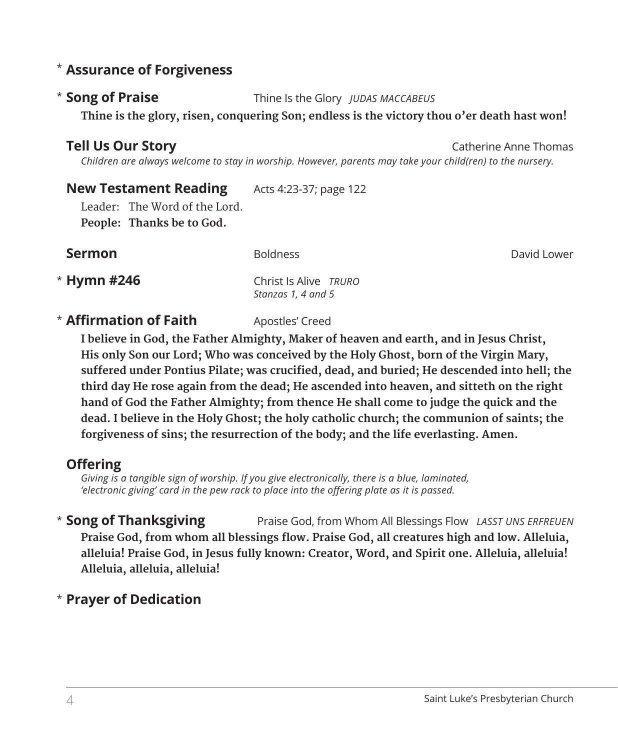\* **Assurance of Forgiveness**

\* **Song of Praise** Thine Is the Glory *JUDAS MACCABEUS*

**Thine is the glory, risen, conquering Son; endless is the victory thou o'er death hast won!**

**Tell Us Our Story** Catherine Anne Thomas

*Children are always welcome to stay in worship. However, parents may take your child(ren) to the nursery.*

**New Testament Reading** Acts 4:23-37; page 122

Leader: The Word of the Lord.
**People: Thanks be to God.**

**Sermon** Boldness David Lower

\* **Hymn #246** Christ Is Alive *TRURO*
*Stanzas 1, 4 and 5*

\* **Affirmation of Faith** Apostles' Creed

**I believe in God, the Father Almighty, Maker of heaven and earth, and in Jesus Christ, His only Son our Lord; Who was conceived by the Holy Ghost, born of the Virgin Mary, suffered under Pontius Pilate; was crucified, dead, and buried; He descended into hell; the third day He rose again from the dead; He ascended into heaven, and sitteth on the right hand of God the Father Almighty; from thence He shall come to judge the quick and the dead. I believe in the Holy Ghost; the holy catholic church; the communion of saints; the forgiveness of sins; the resurrection of the body; and the life everlasting. Amen.**

**Offering**

*Giving is a tangible sign of worship. If you give electronically, there is a blue, laminated, 'electronic giving' card in the pew rack to place into the offering plate as it is passed.*

\* **Song of Thanksgiving** Praise God, from Whom All Blessings Flow *LASST UNS ERFREUEN*

**Praise God, from whom all blessings flow. Praise God, all creatures high and low. Alleluia, alleluia! Praise God, in Jesus fully known: Creator, Word, and Spirit one. Alleluia, alleluia! Alleluia, alleluia, alleluia!**

\* **Prayer of Dedication**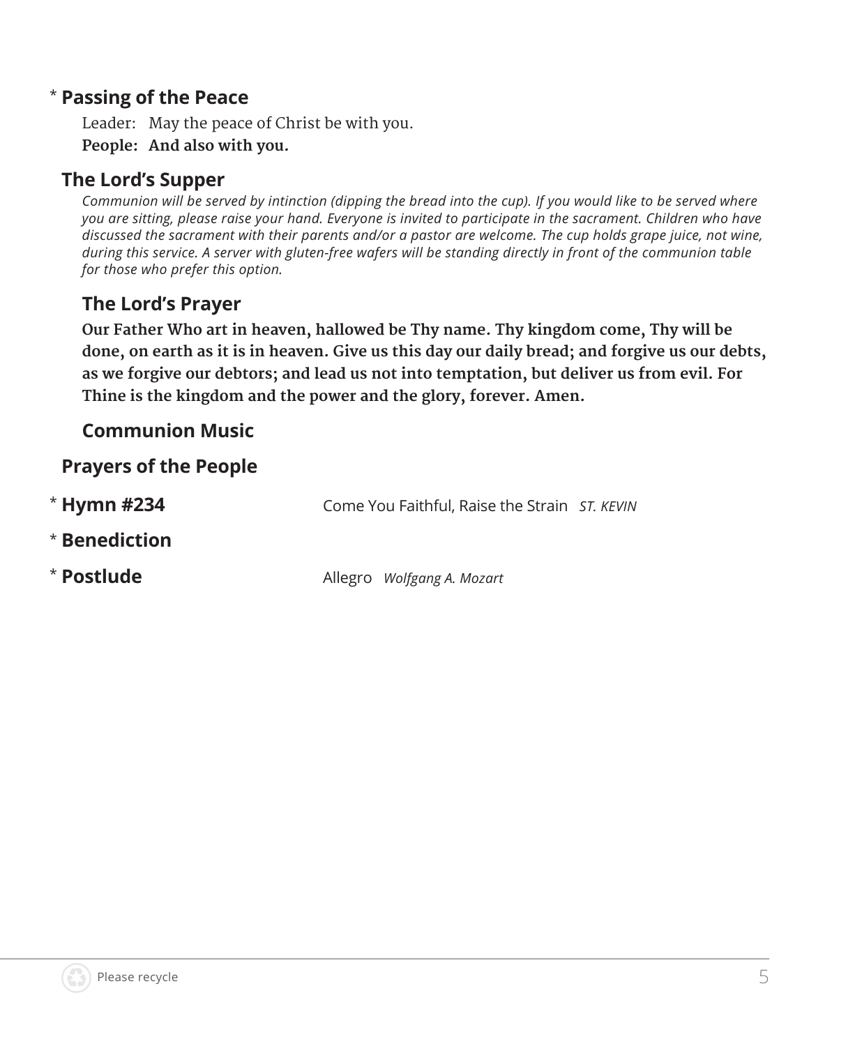\* **Passing of the Peace**

Leader: May the peace of Christ be with you.
**People: And also with you.**

**The Lord's Supper**

*Communion will be served by intinction (dipping the bread into the cup). If you would like to be served where you are sitting, please raise your hand. Everyone is invited to participate in the sacrament. Children who have discussed the sacrament with their parents and/or a pastor are welcome. The cup holds grape juice, not wine, during this service. A server with gluten-free wafers will be standing directly in front of the communion table for those who prefer this option.*

**The Lord's Prayer**

**Our Father Who art in heaven, hallowed be Thy name. Thy kingdom come, Thy will be done, on earth as it is in heaven. Give us this day our daily bread; and forgive us our debts, as we forgive our debtors; and lead us not into temptation, but deliver us from evil. For Thine is the kingdom and the power and the glory, forever. Amen.**

**Communion Music**

**Prayers of the People**

\* **Hymn #234** Come You Faithful, Raise the Strain *ST. KEVIN*

\* **Benediction**

\* **Postlude** Allegro *Wolfgang A. Mozart*

Please recycle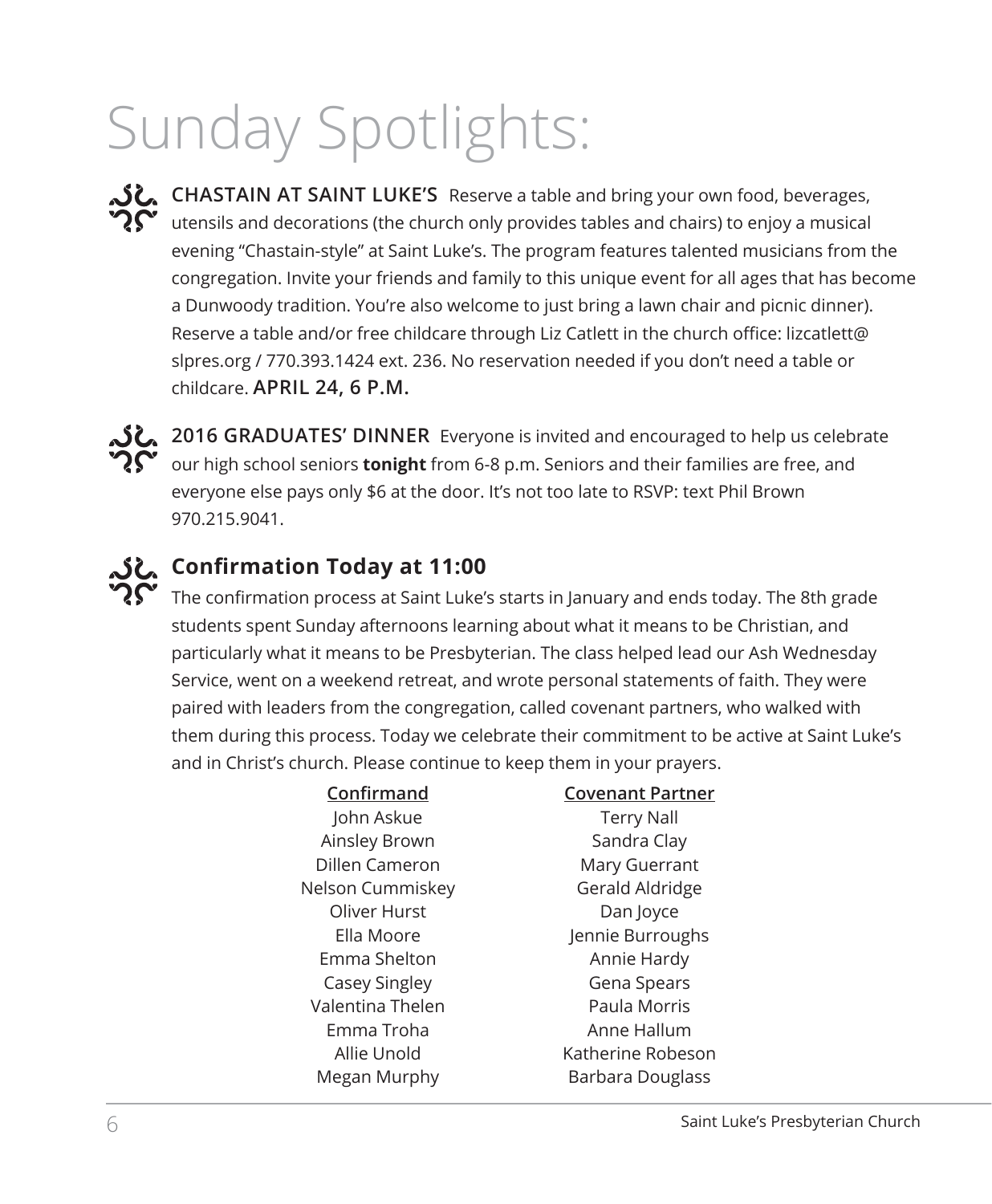# Sunday Spotlights:

**CHASTAIN AT SAINT LUKE'S** Reserve a table and bring your own food, beverages, utensils and decorations (the church only provides tables and chairs) to enjoy a musical evening "Chastain-style" at Saint Luke's. The program features talented musicians from the congregation. Invite your friends and family to this unique event for all ages that has become a Dunwoody tradition. You're also welcome to just bring a lawn chair and picnic dinner). Reserve a table and/or free childcare through Liz Catlett in the church office: lizcatlett@slpres.org / 770.393.1424 ext. 236. No reservation needed if you don't need a table or childcare. **APRIL 24, 6 P.M.**

**2016 GRADUATES' DINNER** Everyone is invited and encouraged to help us celebrate our high school seniors **tonight** from 6-8 p.m. Seniors and their families are free, and everyone else pays only $6 at the door. It's not too late to RSVP: text Phil Brown 970.215.9041.

## Confirmation Today at 11:00

The confirmation process at Saint Luke's starts in January and ends today. The 8th grade students spent Sunday afternoons learning about what it means to be Christian, and particularly what it means to be Presbyterian. The class helped lead our Ash Wednesday Service, went on a weekend retreat, and wrote personal statements of faith. They were paired with leaders from the congregation, called covenant partners, who walked with them during this process. Today we celebrate their commitment to be active at Saint Luke's and in Christ's church. Please continue to keep them in your prayers.

| Confirmand | Covenant Partner |
|---|---|
| John Askue | Terry Nall |
| Ainsley Brown | Sandra Clay |
| Dillen Cameron | Mary Guerrant |
| Nelson Cummiskey | Gerald Aldridge |
| Oliver Hurst | Dan Joyce |
| Ella Moore | Jennie Burroughs |
| Emma Shelton | Annie Hardy |
| Casey Singley | Gena Spears |
| Valentina Thelen | Paula Morris |
| Emma Troha | Anne Hallum |
| Allie Unold | Katherine Robeson |
| Megan Murphy | Barbara Douglass |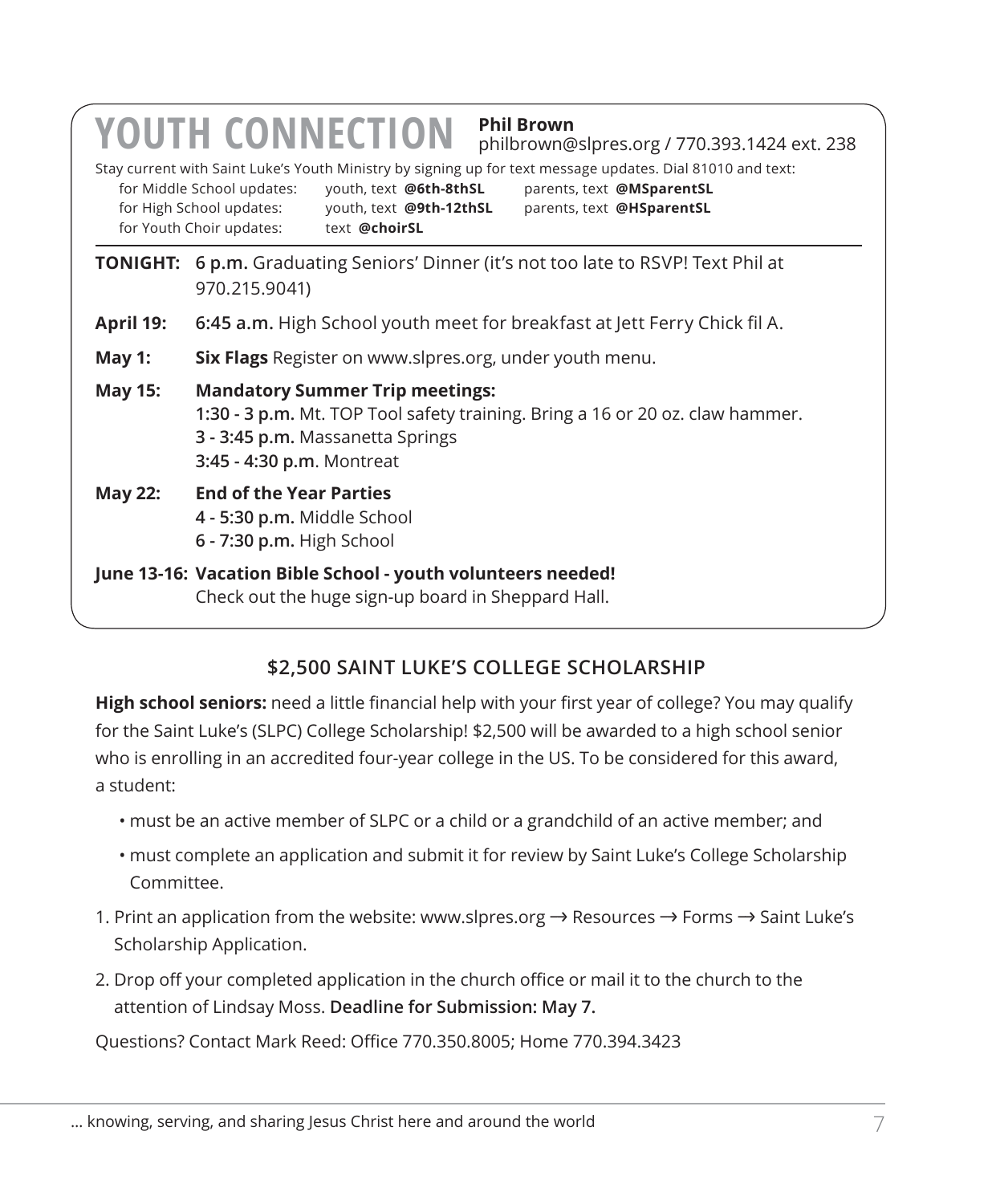# YOUTH CONNECTION

**Phil Brown**
philbrown@slpres.org / 770.393.1424 ext. 238

Stay current with Saint Luke's Youth Ministry by signing up for text message updates. Dial 81010 and text:

| | | |
|---|---|---|
| for Middle School updates: | youth, text **@6th-8thSL** | parents, text **@MSparentSL** |
| for High School updates: | youth, text **@9th-12thSL** | parents, text **@HSparentSL** |
| for Youth Choir updates: | text **@choirSL** | |

**TONIGHT:** **6 p.m.** Graduating Seniors' Dinner (it's not too late to RSVP! Text Phil at 970.215.9041)

**April 19:** **6:45 a.m.** High School youth meet for breakfast at Jett Ferry Chick fil A.

**May 1:** **Six Flags** Register on www.slpres.org, under youth menu.

**May 15:** **Mandatory Summer Trip meetings:**
**1:30 - 3 p.m.** Mt. TOP Tool safety training. Bring a 16 or 20 oz. claw hammer.
**3 - 3:45 p.m.** Massanetta Springs
**3:45 - 4:30 p.m**. Montreat

**May 22:** **End of the Year Parties**
**4 - 5:30 p.m.** Middle School
**6 - 7:30 p.m.** High School

**June 13-16: Vacation Bible School - youth volunteers needed!**
Check out the huge sign-up board in Sheppard Hall.

## $2,500 SAINT LUKE'S COLLEGE SCHOLARSHIP

**High school seniors:** need a little financial help with your first year of college? You may qualify for the Saint Luke's (SLPC) College Scholarship! $2,500 will be awarded to a high school senior who is enrolling in an accredited four-year college in the US. To be considered for this award, a student:

- must be an active member of SLPC or a child or a grandchild of an active member; and
- must complete an application and submit it for review by Saint Luke's College Scholarship Committee.

1. Print an application from the website: www.slpres.org → Resources → Forms → Saint Luke's Scholarship Application.
2. Drop off your completed application in the church office or mail it to the church to the attention of Lindsay Moss. **Deadline for Submission: May 7.**

Questions? Contact Mark Reed: Office 770.350.8005; Home 770.394.3423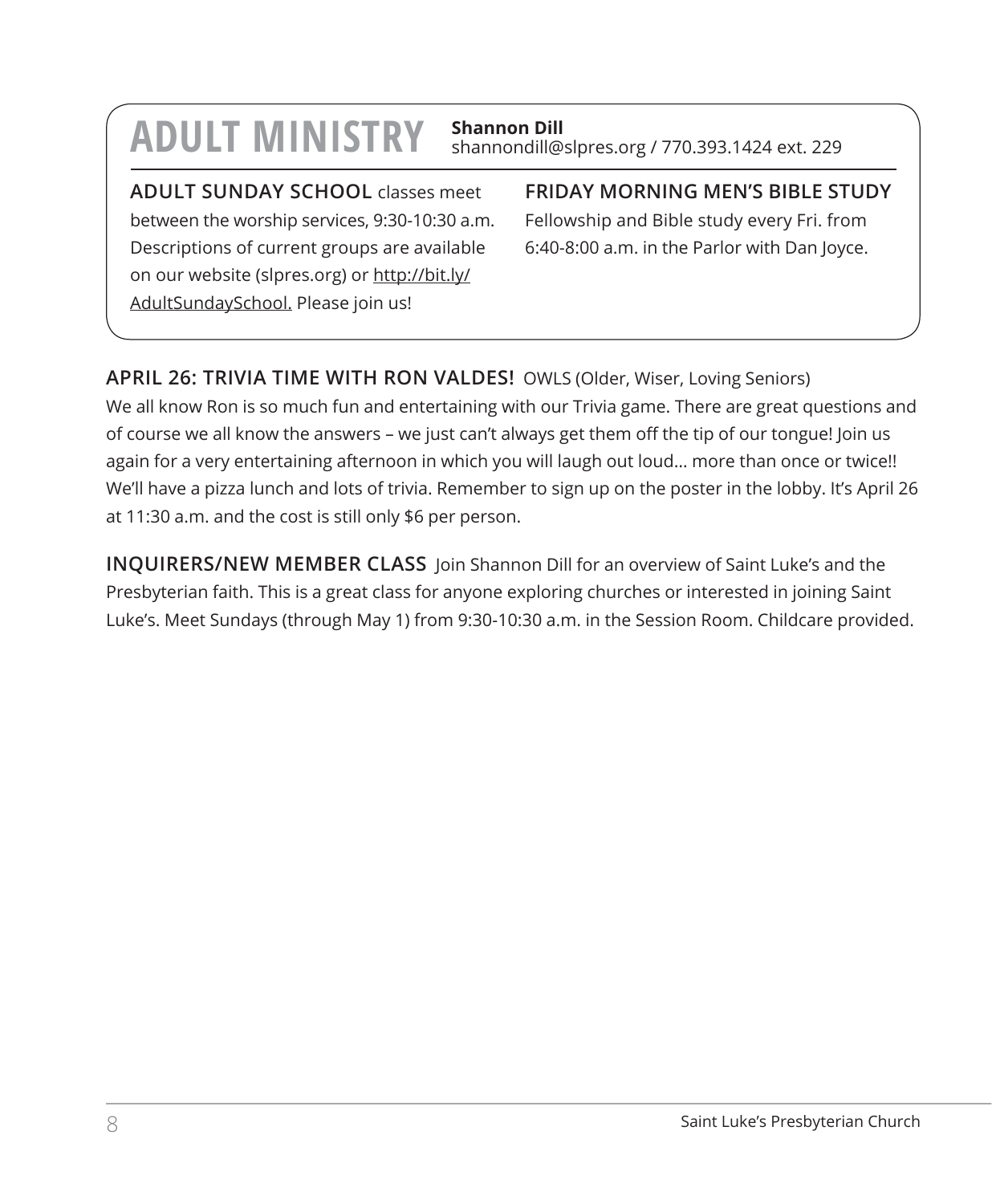# ADULT MINISTRY

**Shannon Dill**
shannondill@slpres.org / 770.393.1424 ext. 229

**ADULT SUNDAY SCHOOL** classes meet between the worship services, 9:30-10:30 a.m. Descriptions of current groups are available on our website (slpres.org) or http://bit.ly/AdultSundaySchool. Please join us!

**FRIDAY MORNING MEN'S BIBLE STUDY**
Fellowship and Bible study every Fri. from 6:40-8:00 a.m. in the Parlor with Dan Joyce.

**APRIL 26: TRIVIA TIME WITH RON VALDES!** OWLS (Older, Wiser, Loving Seniors)
We all know Ron is so much fun and entertaining with our Trivia game. There are great questions and of course we all know the answers – we just can't always get them off the tip of our tongue! Join us again for a very entertaining afternoon in which you will laugh out loud… more than once or twice!! We'll have a pizza lunch and lots of trivia. Remember to sign up on the poster in the lobby. It's April 26 at 11:30 a.m. and the cost is still only $6 per person.

**INQUIRERS/NEW MEMBER CLASS** Join Shannon Dill for an overview of Saint Luke's and the Presbyterian faith. This is a great class for anyone exploring churches or interested in joining Saint Luke's. Meet Sundays (through May 1) from 9:30-10:30 a.m. in the Session Room. Childcare provided.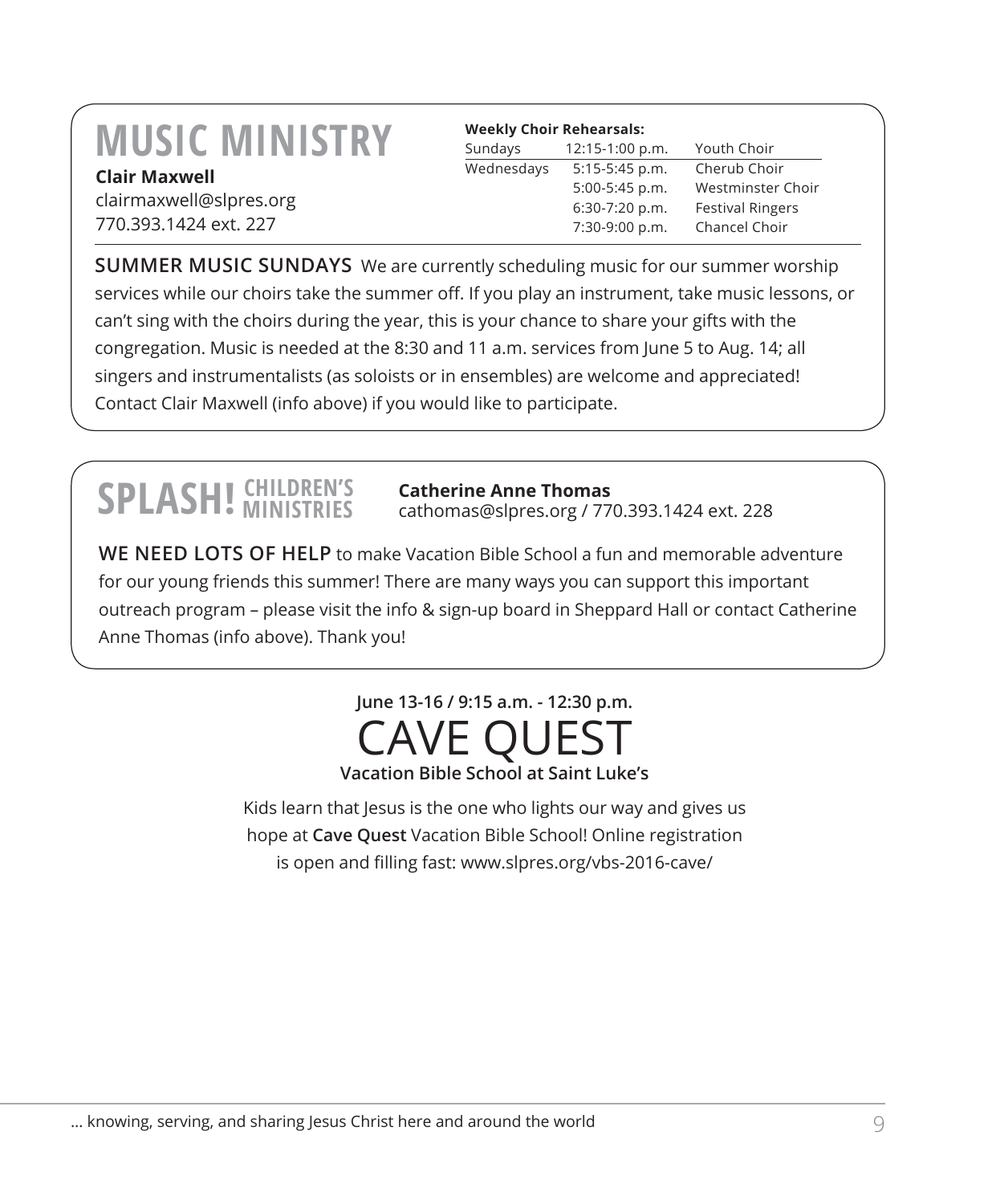# MUSIC MINISTRY

**Clair Maxwell**
clairmaxwell@slpres.org
770.393.1424 ext. 227

**Weekly Choir Rehearsals:**

| | | |
|---|---|---|
| Sundays | 12:15-1:00 p.m. | Youth Choir |
| Wednesdays | 5:15-5:45 p.m. | Cherub Choir |
| | 5:00-5:45 p.m. | Westminster Choir |
| | 6:30-7:20 p.m. | Festival Ringers |
| | 7:30-9:00 p.m. | Chancel Choir |

**SUMMER MUSIC SUNDAYS** We are currently scheduling music for our summer worship services while our choirs take the summer off. If you play an instrument, take music lessons, or can't sing with the choirs during the year, this is your chance to share your gifts with the congregation. Music is needed at the 8:30 and 11 a.m. services from June 5 to Aug. 14; all singers and instrumentalists (as soloists or in ensembles) are welcome and appreciated! Contact Clair Maxwell (info above) if you would like to participate.

# SPLASH! CHILDREN'S MINISTRIES

**Catherine Anne Thomas**
cathomas@slpres.org / 770.393.1424 ext. 228

**WE NEED LOTS OF HELP** to make Vacation Bible School a fun and memorable adventure for our young friends this summer! There are many ways you can support this important outreach program – please visit the info & sign-up board in Sheppard Hall or contact Catherine Anne Thomas (info above). Thank you!

**June 13-16 / 9:15 a.m. - 12:30 p.m.**

## CAVE QUEST

**Vacation Bible School at Saint Luke's**

Kids learn that Jesus is the one who lights our way and gives us hope at **Cave Quest** Vacation Bible School! Online registration is open and filling fast: www.slpres.org/vbs-2016-cave/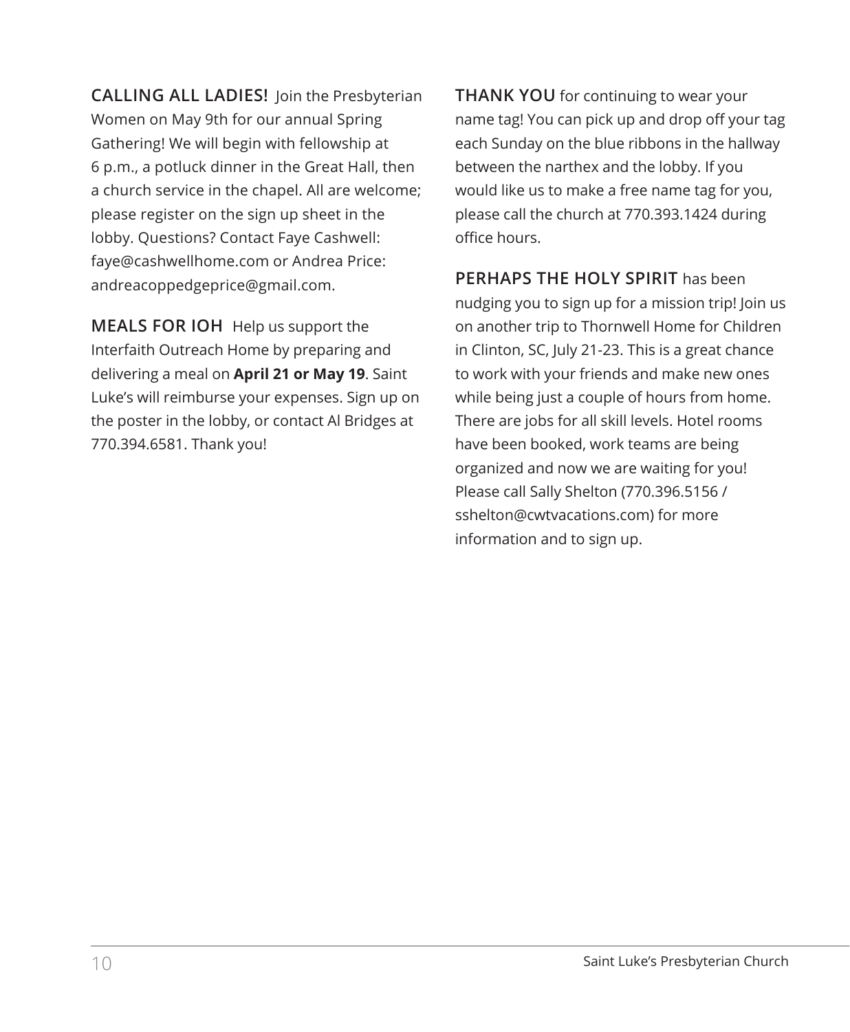**CALLING ALL LADIES!** Join the Presbyterian Women on May 9th for our annual Spring Gathering! We will begin with fellowship at 6 p.m., a potluck dinner in the Great Hall, then a church service in the chapel. All are welcome; please register on the sign up sheet in the lobby. Questions? Contact Faye Cashwell: faye@cashwellhome.com or Andrea Price: andreacoppedgeprice@gmail.com.

**MEALS FOR IOH** Help us support the Interfaith Outreach Home by preparing and delivering a meal on **April 21 or May 19**. Saint Luke's will reimburse your expenses. Sign up on the poster in the lobby, or contact Al Bridges at 770.394.6581. Thank you!

**THANK YOU** for continuing to wear your name tag! You can pick up and drop off your tag each Sunday on the blue ribbons in the hallway between the narthex and the lobby. If you would like us to make a free name tag for you, please call the church at 770.393.1424 during office hours.

**PERHAPS THE HOLY SPIRIT** has been nudging you to sign up for a mission trip! Join us on another trip to Thornwell Home for Children in Clinton, SC, July 21-23. This is a great chance to work with your friends and make new ones while being just a couple of hours from home. There are jobs for all skill levels. Hotel rooms have been booked, work teams are being organized and now we are waiting for you! Please call Sally Shelton (770.396.5156 / sshelton@cwtvacations.com) for more information and to sign up.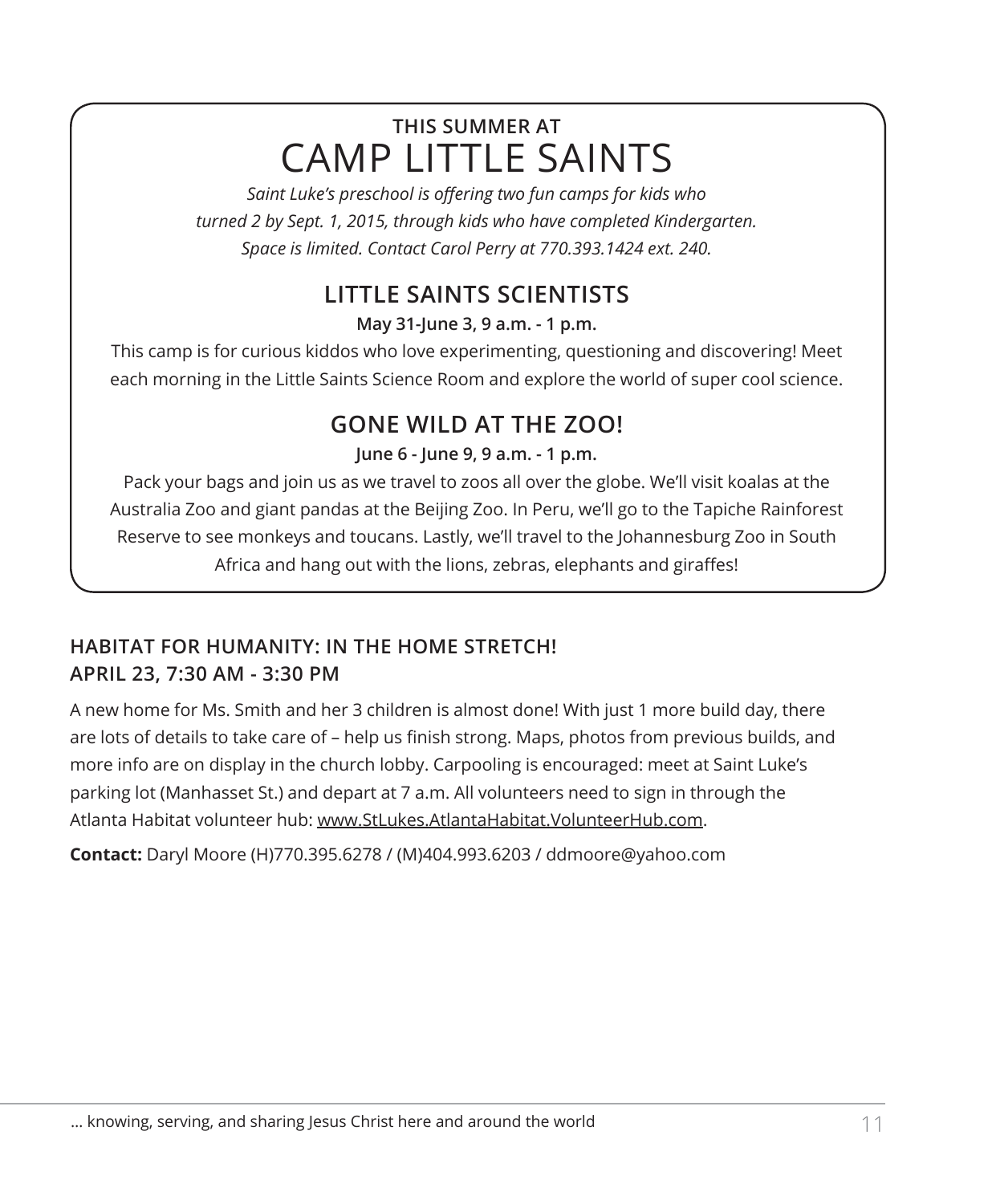### THIS SUMMER AT

# CAMP LITTLE SAINTS

*Saint Luke's preschool is offering two fun camps for kids who turned 2 by Sept. 1, 2015, through kids who have completed Kindergarten. Space is limited. Contact Carol Perry at 770.393.1424 ext. 240.*

## LITTLE SAINTS SCIENTISTS

**May 31-June 3, 9 a.m. - 1 p.m.**

This camp is for curious kiddos who love experimenting, questioning and discovering! Meet each morning in the Little Saints Science Room and explore the world of super cool science.

## GONE WILD AT THE ZOO!

**June 6 - June 9, 9 a.m. - 1 p.m.**

Pack your bags and join us as we travel to zoos all over the globe. We'll visit koalas at the Australia Zoo and giant pandas at the Beijing Zoo. In Peru, we'll go to the Tapiche Rainforest Reserve to see monkeys and toucans. Lastly, we'll travel to the Johannesburg Zoo in South Africa and hang out with the lions, zebras, elephants and giraffes!

## HABITAT FOR HUMANITY: IN THE HOME STRETCH! APRIL 23, 7:30 AM - 3:30 PM

A new home for Ms. Smith and her 3 children is almost done! With just 1 more build day, there are lots of details to take care of – help us finish strong. Maps, photos from previous builds, and more info are on display in the church lobby. Carpooling is encouraged: meet at Saint Luke's parking lot (Manhasset St.) and depart at 7 a.m. All volunteers need to sign in through the Atlanta Habitat volunteer hub: www.StLukes.AtlantaHabitat.VolunteerHub.com.

**Contact:** Daryl Moore (H)770.395.6278 / (M)404.993.6203 / ddmoore@yahoo.com

... knowing, serving, and sharing Jesus Christ here and around the world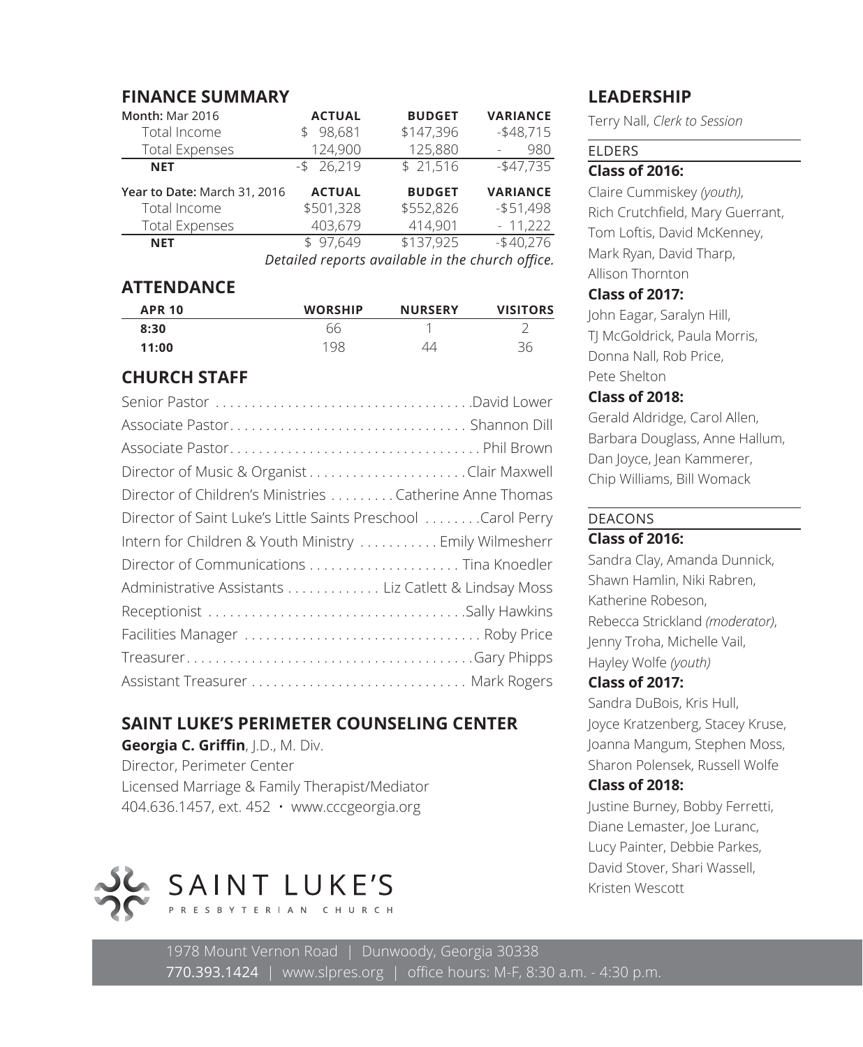## FINANCE SUMMARY

| Month: Mar 2016 | ACTUAL | BUDGET | VARIANCE |
|---|---|---|---|
| Total Income | $ 98,681 | $147,396 | -$48,715 |
| Total Expenses | 124,900 | 125,880 | - 980 |
| **NET** | -$ 26,219 | $ 21,516 | -$47,735 |

| Year to Date: March 31, 2016 | ACTUAL | BUDGET | VARIANCE |
|---|---|---|---|
| Total Income | $501,328 | $552,826 | -$51,498 |
| Total Expenses | 403,679 | 414,901 | - 11,222 |
| **NET** | $ 97,649 | $137,925 | -$40,276 |

*Detailed reports available in the church office.*

## ATTENDANCE

| APR 10 | WORSHIP | NURSERY | VISITORS |
|---|---|---|---|
| **8:30** | 66 | 1 | 2 |
| **11:00** | 198 | 44 | 36 |

## CHURCH STAFF

Senior Pastor . . . . . . . . . . . . . . . . . . . . . . . . . . . . . . . . . . .David Lower
Associate Pastor. . . . . . . . . . . . . . . . . . . . . . . . . . . . . . . . Shannon Dill
Associate Pastor. . . . . . . . . . . . . . . . . . . . . . . . . . . . . . . . . . . Phil Brown
Director of Music & Organist . . . . . . . . . . . . . . . . . . . . . .Clair Maxwell
Director of Children's Ministries . . . . . . . . . Catherine Anne Thomas
Director of Saint Luke's Little Saints Preschool . . . . . . . .Carol Perry
Intern for Children & Youth Ministry . . . . . . . . . . . Emily Wilmesherr
Director of Communications . . . . . . . . . . . . . . . . . . . . . Tina Knoedler
Administrative Assistants . . . . . . . . . . . . . Liz Catlett & Lindsay Moss
Receptionist . . . . . . . . . . . . . . . . . . . . . . . . . . . . . . . . . . .Sally Hawkins
Facilities Manager . . . . . . . . . . . . . . . . . . . . . . . . . . . . . . . . Roby Price
Treasurer. . . . . . . . . . . . . . . . . . . . . . . . . . . . . . . . . . . . . . .Gary Phipps
Assistant Treasurer . . . . . . . . . . . . . . . . . . . . . . . . . . . . . Mark Rogers

## SAINT LUKE'S PERIMETER COUNSELING CENTER

**Georgia C. Griffin**, J.D., M. Div.
Director, Perimeter Center
Licensed Marriage & Family Therapist/Mediator
404.636.1457, ext. 452 • www.cccgeorgia.org

SAINT LUKE'S
PRESBYTERIAN CHURCH

## LEADERSHIP

Terry Nall, *Clerk to Session*

ELDERS

**Class of 2016:**
Claire Cummiskey *(youth)*, Rich Crutchfield, Mary Guerrant, Tom Loftis, David McKenney, Mark Ryan, David Tharp, Allison Thornton

**Class of 2017:**
John Eagar, Saralyn Hill, TJ McGoldrick, Paula Morris, Donna Nall, Rob Price, Pete Shelton

**Class of 2018:**
Gerald Aldridge, Carol Allen, Barbara Douglass, Anne Hallum, Dan Joyce, Jean Kammerer, Chip Williams, Bill Womack

DEACONS

**Class of 2016:**
Sandra Clay, Amanda Dunnick, Shawn Hamlin, Niki Rabren, Katherine Robeson, Rebecca Strickland *(moderator)*, Jenny Troha, Michelle Vail, Hayley Wolfe *(youth)*

**Class of 2017:**
Sandra DuBois, Kris Hull, Joyce Kratzenberg, Stacey Kruse, Joanna Mangum, Stephen Moss, Sharon Polensek, Russell Wolfe

**Class of 2018:**
Justine Burney, Bobby Ferretti, Diane Lemaster, Joe Luranc, Lucy Painter, Debbie Parkes, David Stover, Shari Wassell, Kristen Wescott

1978 Mount Vernon Road | Dunwoody, Georgia 30338
770.393.1424 | www.slpres.org | office hours: M-F, 8:30 a.m. - 4:30 p.m.